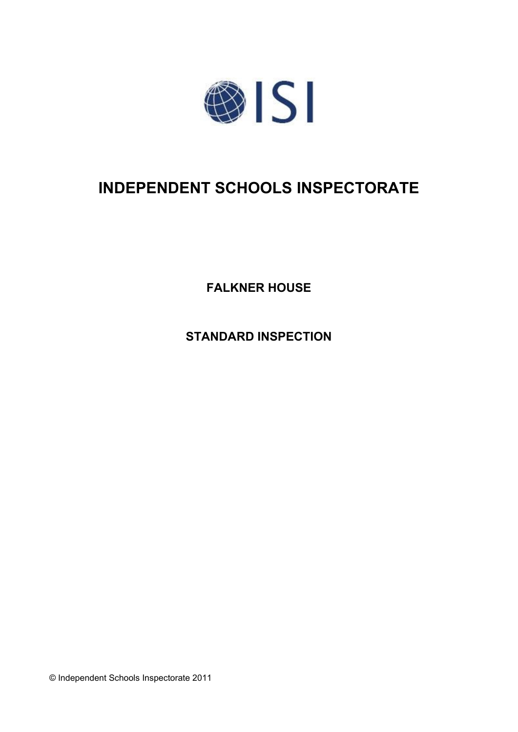ISI

# INDEPENDENT SCHOOLS INSPECTORATE

## FALKNER HOUSE

## STANDARD INSPECTION

© Independent Schools Inspectorate 2011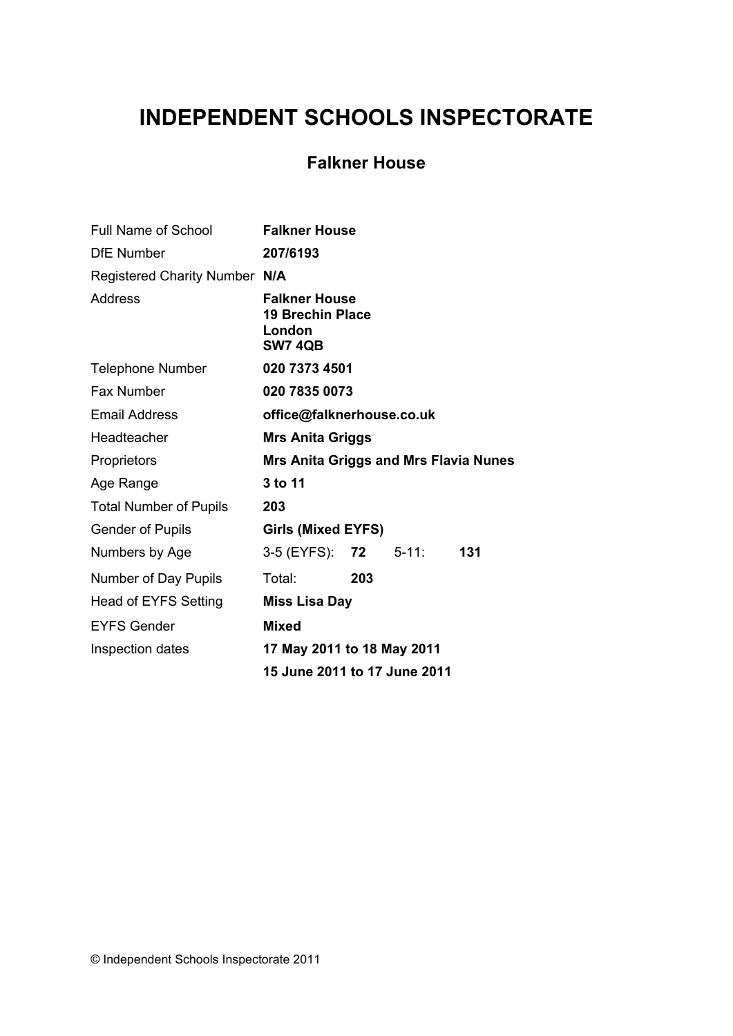# INDEPENDENT SCHOOLS INSPECTORATE

## Falkner House

| | | | | |
|---|---|---|---|---|
| Full Name of School | **Falkner House** | | | |
| DfE Number | **207/6193** | | | |
| Registered Charity Number | **N/A** | | | |
| Address | **Falkner House**<br>**19 Brechin Place**<br>**London**<br>**SW7 4QB** | | | |
| Telephone Number | **020 7373 4501** | | | |
| Fax Number | **020 7835 0073** | | | |
| Email Address | **office@falknerhouse.co.uk** | | | |
| Headteacher | **Mrs Anita Griggs** | | | |
| Proprietors | **Mrs Anita Griggs and Mrs Flavia Nunes** | | | |
| Age Range | **3 to 11** | | | |
| Total Number of Pupils | **203** | | | |
| Gender of Pupils | **Girls (Mixed EYFS)** | | | |
| Numbers by Age | 3-5 (EYFS): | **72** | 5-11: | **131** |
| Number of Day Pupils | Total: | **203** | | |
| Head of EYFS Setting | **Miss Lisa Day** | | | |
| EYFS Gender | **Mixed** | | | |
| Inspection dates | **17 May 2011 to 18 May 2011** | | | |
| | **15 June 2011 to 17 June 2011** | | | |

© Independent Schools Inspectorate 2011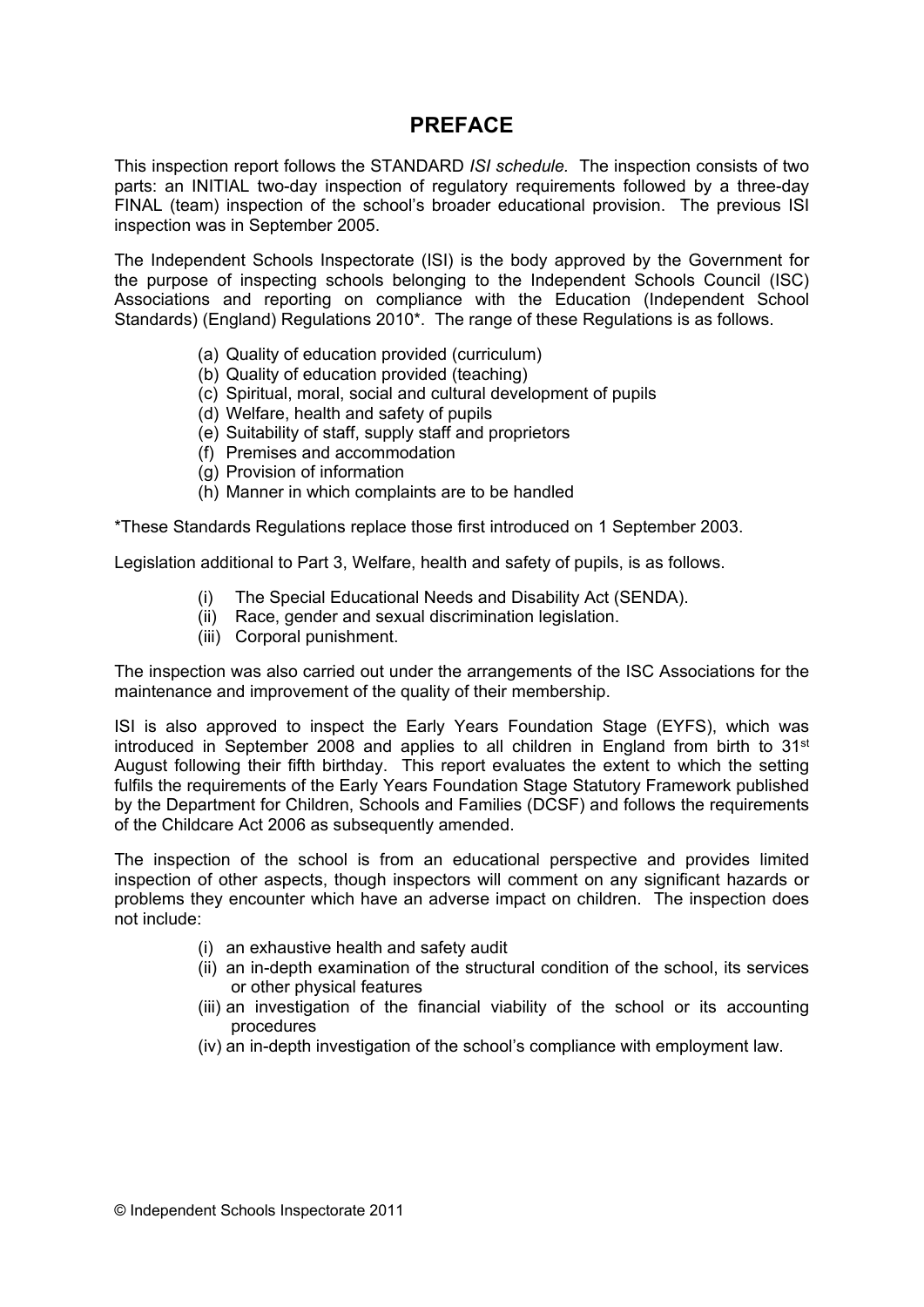# PREFACE

This inspection report follows the STANDARD *ISI schedule.* The inspection consists of two parts: an INITIAL two-day inspection of regulatory requirements followed by a three-day FINAL (team) inspection of the school's broader educational provision. The previous ISI inspection was in September 2005.

The Independent Schools Inspectorate (ISI) is the body approved by the Government for the purpose of inspecting schools belonging to the Independent Schools Council (ISC) Associations and reporting on compliance with the Education (Independent School Standards) (England) Regulations 2010*. The range of these Regulations is as follows.

(a) Quality of education provided (curriculum)
(b) Quality of education provided (teaching)
(c) Spiritual, moral, social and cultural development of pupils
(d) Welfare, health and safety of pupils
(e) Suitability of staff, supply staff and proprietors
(f) Premises and accommodation
(g) Provision of information
(h) Manner in which complaints are to be handled

*These Standards Regulations replace those first introduced on 1 September 2003.

Legislation additional to Part 3, Welfare, health and safety of pupils, is as follows.

(i) The Special Educational Needs and Disability Act (SENDA).
(ii) Race, gender and sexual discrimination legislation.
(iii) Corporal punishment.

The inspection was also carried out under the arrangements of the ISC Associations for the maintenance and improvement of the quality of their membership.

ISI is also approved to inspect the Early Years Foundation Stage (EYFS), which was introduced in September 2008 and applies to all children in England from birth to 31st August following their fifth birthday. This report evaluates the extent to which the setting fulfils the requirements of the Early Years Foundation Stage Statutory Framework published by the Department for Children, Schools and Families (DCSF) and follows the requirements of the Childcare Act 2006 as subsequently amended.

The inspection of the school is from an educational perspective and provides limited inspection of other aspects, though inspectors will comment on any significant hazards or problems they encounter which have an adverse impact on children. The inspection does not include:

(i) an exhaustive health and safety audit
(ii) an in-depth examination of the structural condition of the school, its services or other physical features
(iii) an investigation of the financial viability of the school or its accounting procedures
(iv) an in-depth investigation of the school's compliance with employment law.

© Independent Schools Inspectorate 2011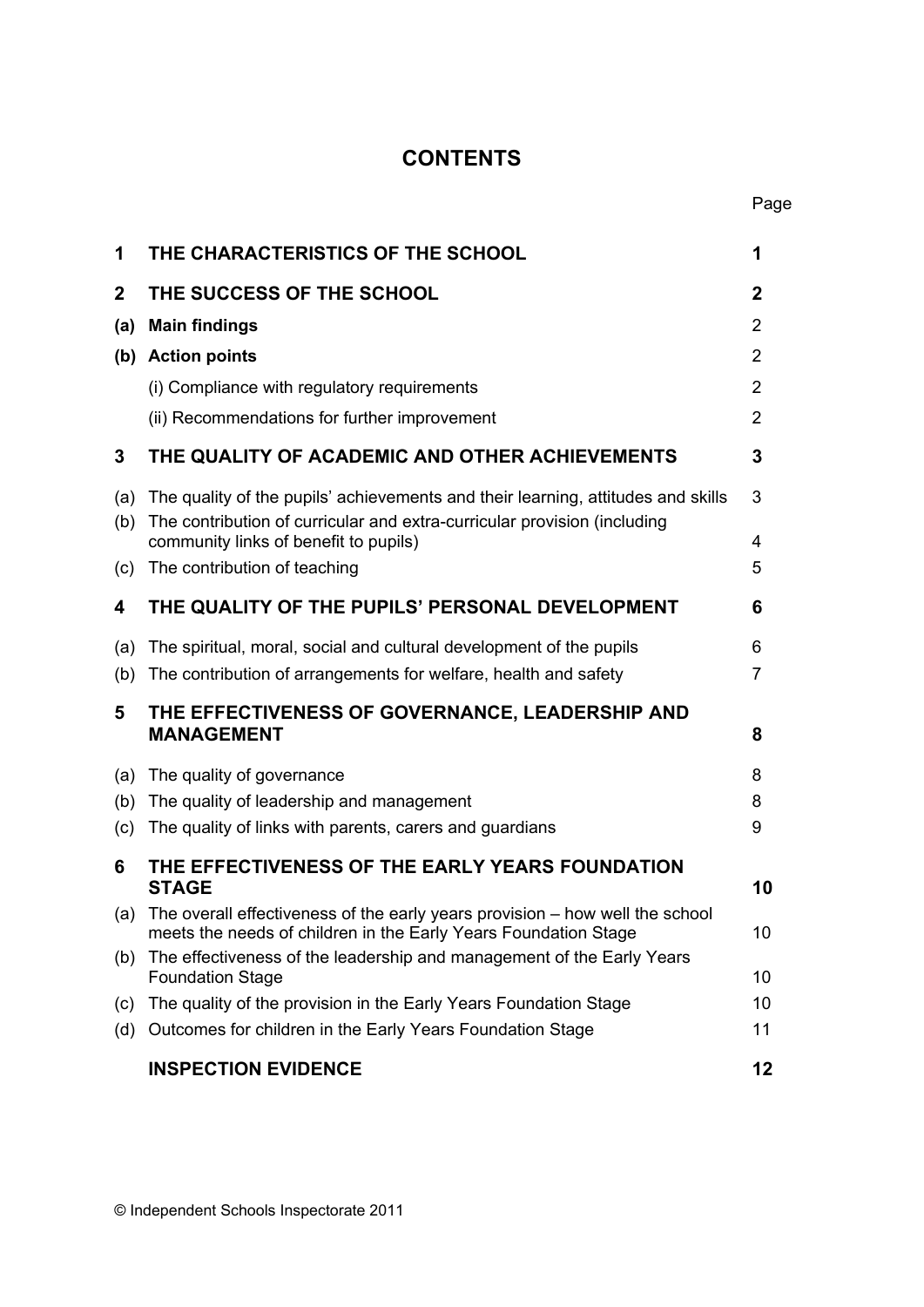# CONTENTS

| | | Page |
|---|---|---|
| **1** | **THE CHARACTERISTICS OF THE SCHOOL** | **1** |
| **2** | **THE SUCCESS OF THE SCHOOL** | **2** |
| **(a)** | **Main findings** | 2 |
| **(b)** | **Action points** | 2 |
| | (i) Compliance with regulatory requirements | 2 |
| | (ii) Recommendations for further improvement | 2 |
| **3** | **THE QUALITY OF ACADEMIC AND OTHER ACHIEVEMENTS** | **3** |
| (a) | The quality of the pupils' achievements and their learning, attitudes and skills | 3 |
| (b) | The contribution of curricular and extra-curricular provision (including community links of benefit to pupils) | 4 |
| (c) | The contribution of teaching | 5 |
| **4** | **THE QUALITY OF THE PUPILS' PERSONAL DEVELOPMENT** | **6** |
| (a) | The spiritual, moral, social and cultural development of the pupils | 6 |
| (b) | The contribution of arrangements for welfare, health and safety | 7 |
| **5** | **THE EFFECTIVENESS OF GOVERNANCE, LEADERSHIP AND MANAGEMENT** | **8** |
| (a) | The quality of governance | 8 |
| (b) | The quality of leadership and management | 8 |
| (c) | The quality of links with parents, carers and guardians | 9 |
| **6** | **THE EFFECTIVENESS OF THE EARLY YEARS FOUNDATION STAGE** | **10** |
| (a) | The overall effectiveness of the early years provision – how well the school meets the needs of children in the Early Years Foundation Stage | 10 |
| (b) | The effectiveness of the leadership and management of the Early Years Foundation Stage | 10 |
| (c) | The quality of the provision in the Early Years Foundation Stage | 10 |
| (d) | Outcomes for children in the Early Years Foundation Stage | 11 |
| | **INSPECTION EVIDENCE** | **12** |

© Independent Schools Inspectorate 2011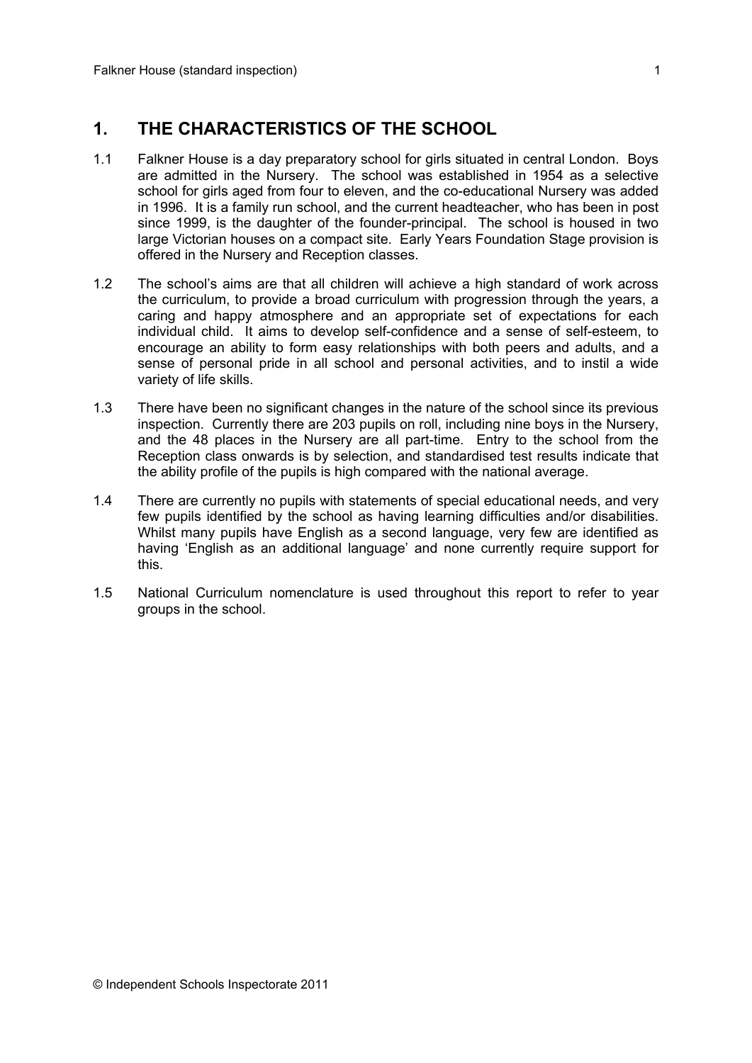## 1. THE CHARACTERISTICS OF THE SCHOOL

1.1 Falkner House is a day preparatory school for girls situated in central London. Boys are admitted in the Nursery. The school was established in 1954 as a selective school for girls aged from four to eleven, and the co-educational Nursery was added in 1996. It is a family run school, and the current headteacher, who has been in post since 1999, is the daughter of the founder-principal. The school is housed in two large Victorian houses on a compact site. Early Years Foundation Stage provision is offered in the Nursery and Reception classes.

1.2 The school's aims are that all children will achieve a high standard of work across the curriculum, to provide a broad curriculum with progression through the years, a caring and happy atmosphere and an appropriate set of expectations for each individual child. It aims to develop self-confidence and a sense of self-esteem, to encourage an ability to form easy relationships with both peers and adults, and a sense of personal pride in all school and personal activities, and to instil a wide variety of life skills.

1.3 There have been no significant changes in the nature of the school since its previous inspection. Currently there are 203 pupils on roll, including nine boys in the Nursery, and the 48 places in the Nursery are all part-time. Entry to the school from the Reception class onwards is by selection, and standardised test results indicate that the ability profile of the pupils is high compared with the national average.

1.4 There are currently no pupils with statements of special educational needs, and very few pupils identified by the school as having learning difficulties and/or disabilities. Whilst many pupils have English as a second language, very few are identified as having 'English as an additional language' and none currently require support for this.

1.5 National Curriculum nomenclature is used throughout this report to refer to year groups in the school.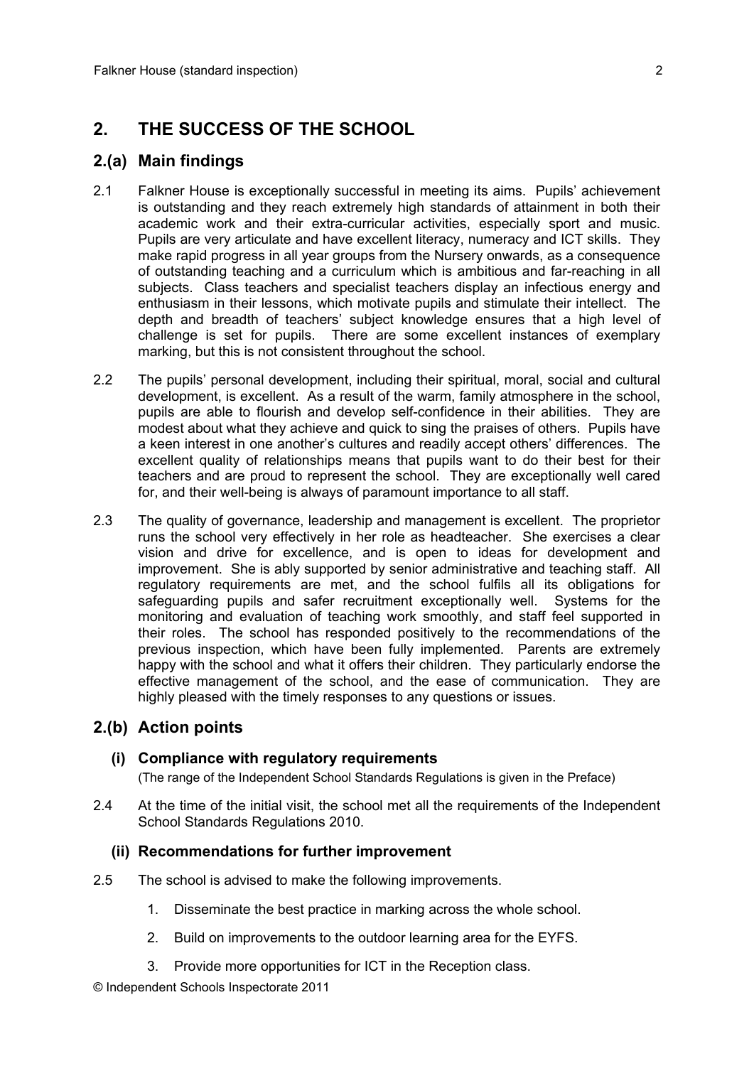## 2. THE SUCCESS OF THE SCHOOL

### 2.(a) Main findings

2.1 Falkner House is exceptionally successful in meeting its aims. Pupils' achievement is outstanding and they reach extremely high standards of attainment in both their academic work and their extra-curricular activities, especially sport and music. Pupils are very articulate and have excellent literacy, numeracy and ICT skills. They make rapid progress in all year groups from the Nursery onwards, as a consequence of outstanding teaching and a curriculum which is ambitious and far-reaching in all subjects. Class teachers and specialist teachers display an infectious energy and enthusiasm in their lessons, which motivate pupils and stimulate their intellect. The depth and breadth of teachers' subject knowledge ensures that a high level of challenge is set for pupils. There are some excellent instances of exemplary marking, but this is not consistent throughout the school.

2.2 The pupils' personal development, including their spiritual, moral, social and cultural development, is excellent. As a result of the warm, family atmosphere in the school, pupils are able to flourish and develop self-confidence in their abilities. They are modest about what they achieve and quick to sing the praises of others. Pupils have a keen interest in one another's cultures and readily accept others' differences. The excellent quality of relationships means that pupils want to do their best for their teachers and are proud to represent the school. They are exceptionally well cared for, and their well-being is always of paramount importance to all staff.

2.3 The quality of governance, leadership and management is excellent. The proprietor runs the school very effectively in her role as headteacher. She exercises a clear vision and drive for excellence, and is open to ideas for development and improvement. She is ably supported by senior administrative and teaching staff. All regulatory requirements are met, and the school fulfils all its obligations for safeguarding pupils and safer recruitment exceptionally well. Systems for the monitoring and evaluation of teaching work smoothly, and staff feel supported in their roles. The school has responded positively to the recommendations of the previous inspection, which have been fully implemented. Parents are extremely happy with the school and what it offers their children. They particularly endorse the effective management of the school, and the ease of communication. They are highly pleased with the timely responses to any questions or issues.

### 2.(b) Action points

#### (i) Compliance with regulatory requirements

(The range of the Independent School Standards Regulations is given in the Preface)

2.4 At the time of the initial visit, the school met all the requirements of the Independent School Standards Regulations 2010.

#### (ii) Recommendations for further improvement

2.5 The school is advised to make the following improvements.

1. Disseminate the best practice in marking across the whole school.
2. Build on improvements to the outdoor learning area for the EYFS.
3. Provide more opportunities for ICT in the Reception class.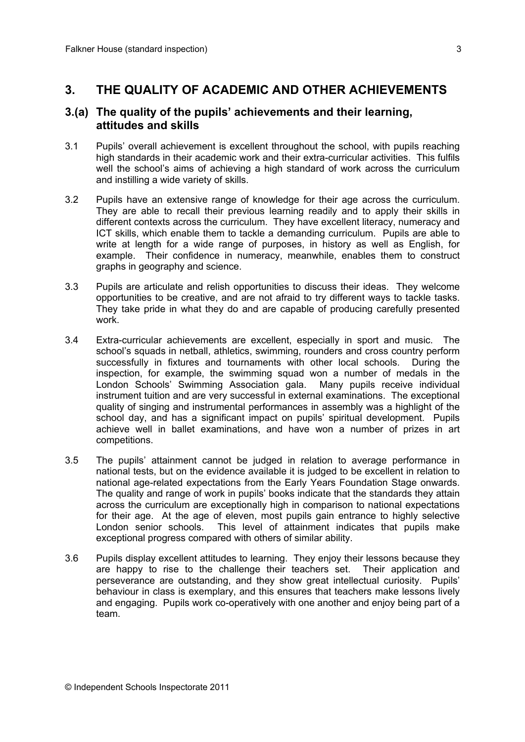## 3. THE QUALITY OF ACADEMIC AND OTHER ACHIEVEMENTS

### 3.(a) The quality of the pupils' achievements and their learning, attitudes and skills

3.1 Pupils' overall achievement is excellent throughout the school, with pupils reaching high standards in their academic work and their extra-curricular activities. This fulfils well the school's aims of achieving a high standard of work across the curriculum and instilling a wide variety of skills.

3.2 Pupils have an extensive range of knowledge for their age across the curriculum. They are able to recall their previous learning readily and to apply their skills in different contexts across the curriculum. They have excellent literacy, numeracy and ICT skills, which enable them to tackle a demanding curriculum. Pupils are able to write at length for a wide range of purposes, in history as well as English, for example. Their confidence in numeracy, meanwhile, enables them to construct graphs in geography and science.

3.3 Pupils are articulate and relish opportunities to discuss their ideas. They welcome opportunities to be creative, and are not afraid to try different ways to tackle tasks. They take pride in what they do and are capable of producing carefully presented work.

3.4 Extra-curricular achievements are excellent, especially in sport and music. The school's squads in netball, athletics, swimming, rounders and cross country perform successfully in fixtures and tournaments with other local schools. During the inspection, for example, the swimming squad won a number of medals in the London Schools' Swimming Association gala. Many pupils receive individual instrument tuition and are very successful in external examinations. The exceptional quality of singing and instrumental performances in assembly was a highlight of the school day, and has a significant impact on pupils' spiritual development. Pupils achieve well in ballet examinations, and have won a number of prizes in art competitions.

3.5 The pupils' attainment cannot be judged in relation to average performance in national tests, but on the evidence available it is judged to be excellent in relation to national age-related expectations from the Early Years Foundation Stage onwards. The quality and range of work in pupils' books indicate that the standards they attain across the curriculum are exceptionally high in comparison to national expectations for their age. At the age of eleven, most pupils gain entrance to highly selective London senior schools. This level of attainment indicates that pupils make exceptional progress compared with others of similar ability.

3.6 Pupils display excellent attitudes to learning. They enjoy their lessons because they are happy to rise to the challenge their teachers set. Their application and perseverance are outstanding, and they show great intellectual curiosity. Pupils' behaviour in class is exemplary, and this ensures that teachers make lessons lively and engaging. Pupils work co-operatively with one another and enjoy being part of a team.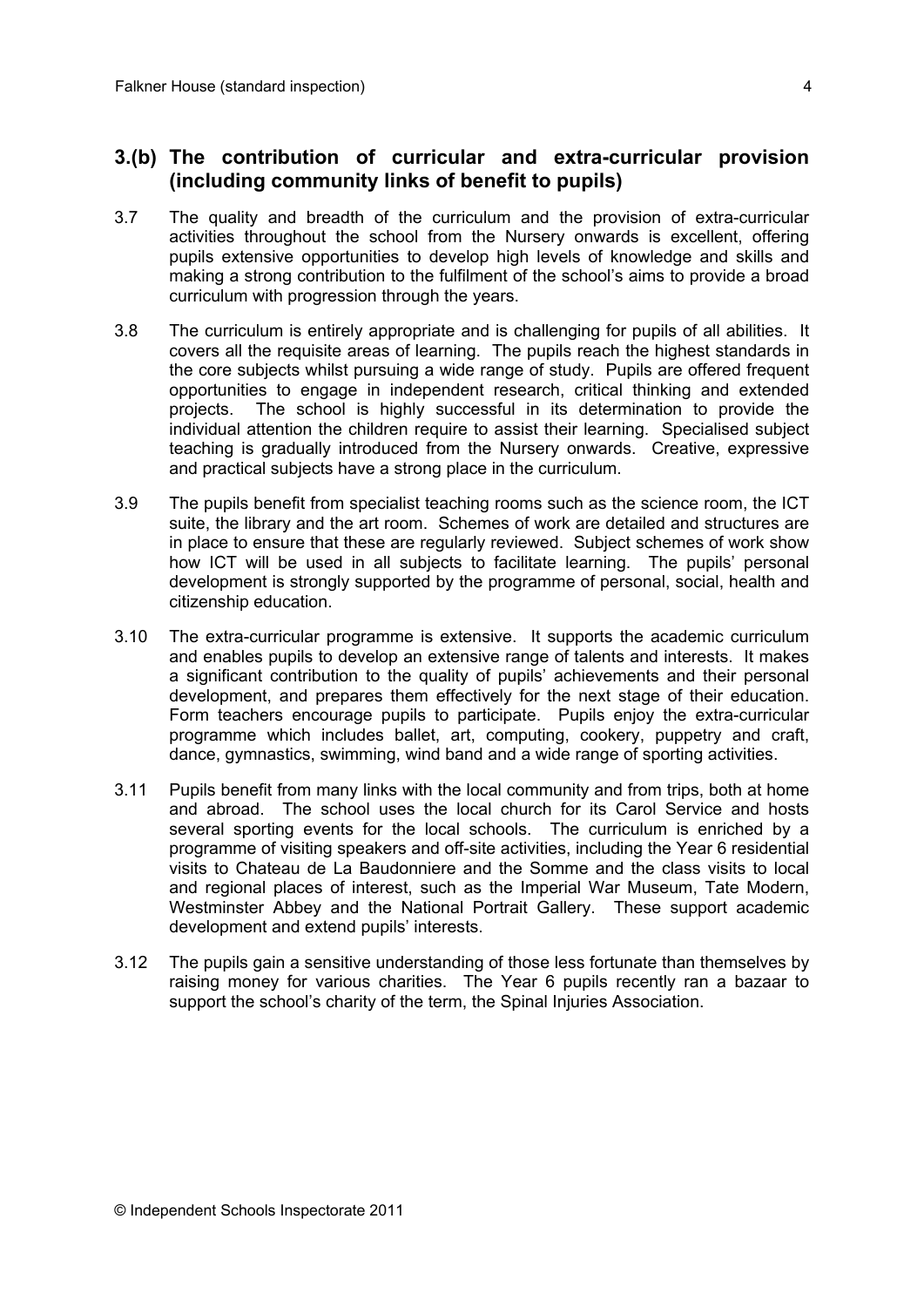## 3.(b) The contribution of curricular and extra-curricular provision (including community links of benefit to pupils)

3.7 The quality and breadth of the curriculum and the provision of extra-curricular activities throughout the school from the Nursery onwards is excellent, offering pupils extensive opportunities to develop high levels of knowledge and skills and making a strong contribution to the fulfilment of the school's aims to provide a broad curriculum with progression through the years.

3.8 The curriculum is entirely appropriate and is challenging for pupils of all abilities. It covers all the requisite areas of learning. The pupils reach the highest standards in the core subjects whilst pursuing a wide range of study. Pupils are offered frequent opportunities to engage in independent research, critical thinking and extended projects. The school is highly successful in its determination to provide the individual attention the children require to assist their learning. Specialised subject teaching is gradually introduced from the Nursery onwards. Creative, expressive and practical subjects have a strong place in the curriculum.

3.9 The pupils benefit from specialist teaching rooms such as the science room, the ICT suite, the library and the art room. Schemes of work are detailed and structures are in place to ensure that these are regularly reviewed. Subject schemes of work show how ICT will be used in all subjects to facilitate learning. The pupils' personal development is strongly supported by the programme of personal, social, health and citizenship education.

3.10 The extra-curricular programme is extensive. It supports the academic curriculum and enables pupils to develop an extensive range of talents and interests. It makes a significant contribution to the quality of pupils' achievements and their personal development, and prepares them effectively for the next stage of their education. Form teachers encourage pupils to participate. Pupils enjoy the extra-curricular programme which includes ballet, art, computing, cookery, puppetry and craft, dance, gymnastics, swimming, wind band and a wide range of sporting activities.

3.11 Pupils benefit from many links with the local community and from trips, both at home and abroad. The school uses the local church for its Carol Service and hosts several sporting events for the local schools. The curriculum is enriched by a programme of visiting speakers and off-site activities, including the Year 6 residential visits to Chateau de La Baudonniere and the Somme and the class visits to local and regional places of interest, such as the Imperial War Museum, Tate Modern, Westminster Abbey and the National Portrait Gallery. These support academic development and extend pupils' interests.

3.12 The pupils gain a sensitive understanding of those less fortunate than themselves by raising money for various charities. The Year 6 pupils recently ran a bazaar to support the school's charity of the term, the Spinal Injuries Association.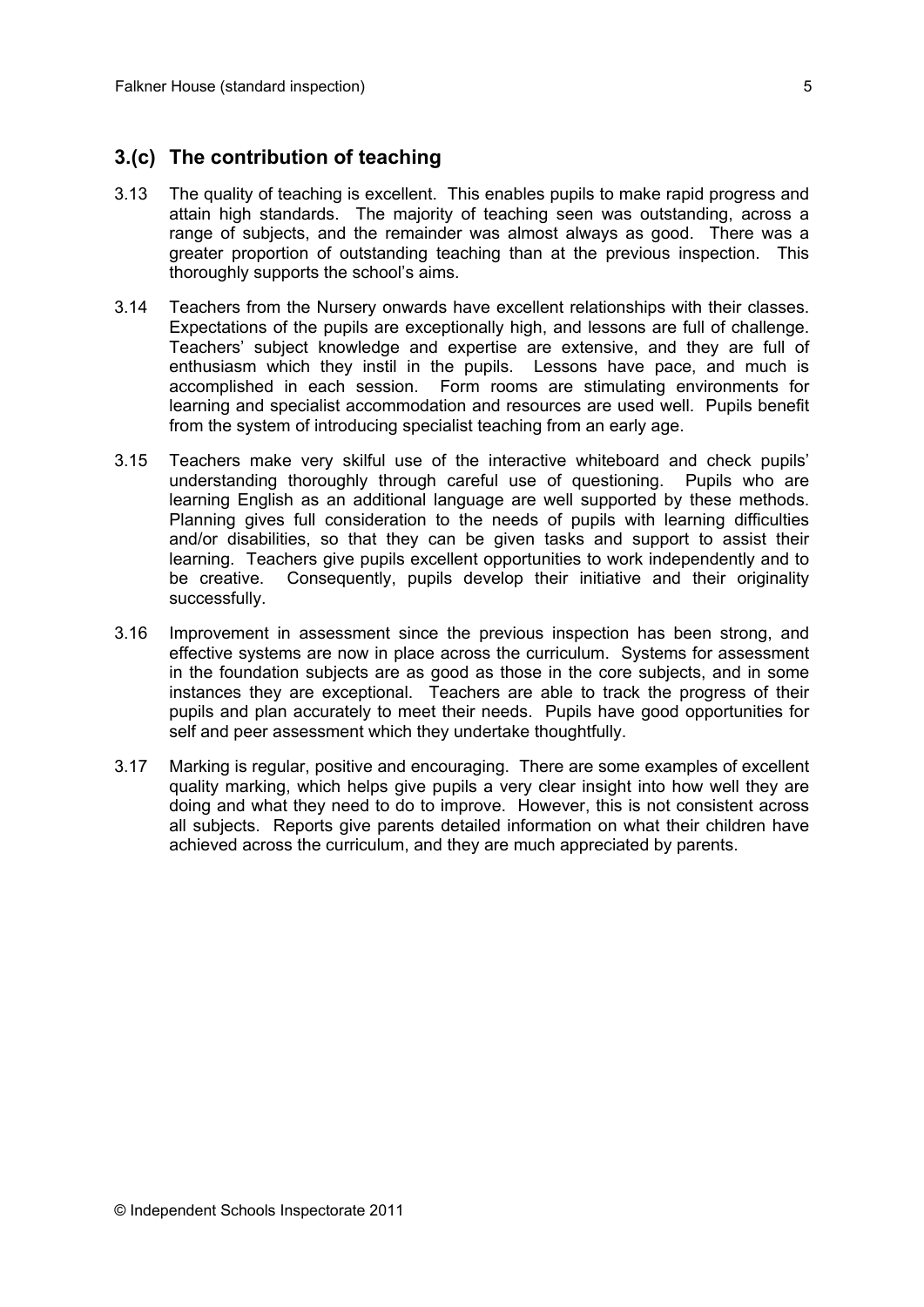## 3.(c) The contribution of teaching

3.13 The quality of teaching is excellent. This enables pupils to make rapid progress and attain high standards. The majority of teaching seen was outstanding, across a range of subjects, and the remainder was almost always as good. There was a greater proportion of outstanding teaching than at the previous inspection. This thoroughly supports the school's aims.

3.14 Teachers from the Nursery onwards have excellent relationships with their classes. Expectations of the pupils are exceptionally high, and lessons are full of challenge. Teachers' subject knowledge and expertise are extensive, and they are full of enthusiasm which they instil in the pupils. Lessons have pace, and much is accomplished in each session. Form rooms are stimulating environments for learning and specialist accommodation and resources are used well. Pupils benefit from the system of introducing specialist teaching from an early age.

3.15 Teachers make very skilful use of the interactive whiteboard and check pupils' understanding thoroughly through careful use of questioning. Pupils who are learning English as an additional language are well supported by these methods. Planning gives full consideration to the needs of pupils with learning difficulties and/or disabilities, so that they can be given tasks and support to assist their learning. Teachers give pupils excellent opportunities to work independently and to be creative. Consequently, pupils develop their initiative and their originality successfully.

3.16 Improvement in assessment since the previous inspection has been strong, and effective systems are now in place across the curriculum. Systems for assessment in the foundation subjects are as good as those in the core subjects, and in some instances they are exceptional. Teachers are able to track the progress of their pupils and plan accurately to meet their needs. Pupils have good opportunities for self and peer assessment which they undertake thoughtfully.

3.17 Marking is regular, positive and encouraging. There are some examples of excellent quality marking, which helps give pupils a very clear insight into how well they are doing and what they need to do to improve. However, this is not consistent across all subjects. Reports give parents detailed information on what their children have achieved across the curriculum, and they are much appreciated by parents.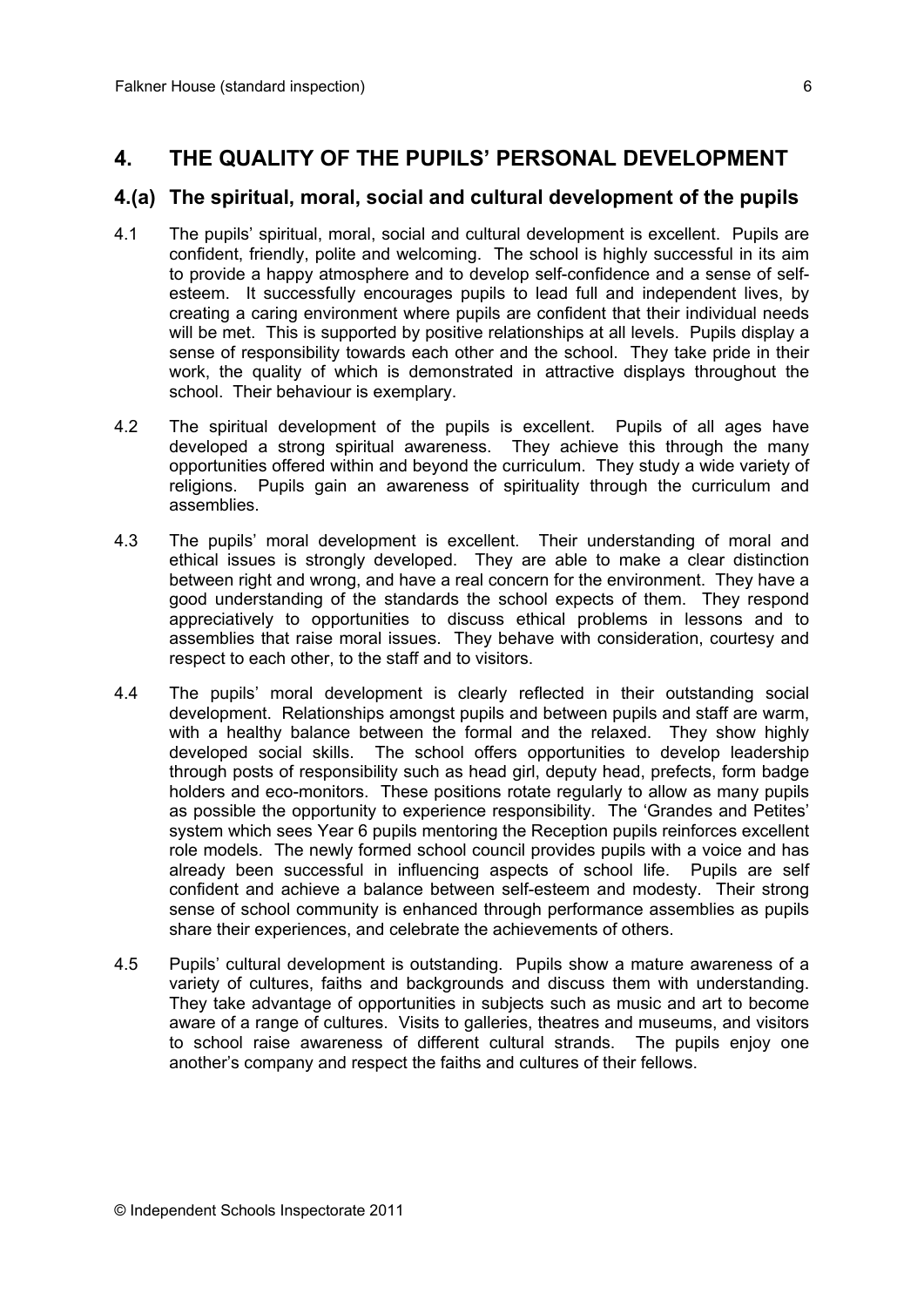## 4. THE QUALITY OF THE PUPILS' PERSONAL DEVELOPMENT

### 4.(a) The spiritual, moral, social and cultural development of the pupils

4.1 The pupils' spiritual, moral, social and cultural development is excellent. Pupils are confident, friendly, polite and welcoming. The school is highly successful in its aim to provide a happy atmosphere and to develop self-confidence and a sense of self-esteem. It successfully encourages pupils to lead full and independent lives, by creating a caring environment where pupils are confident that their individual needs will be met. This is supported by positive relationships at all levels. Pupils display a sense of responsibility towards each other and the school. They take pride in their work, the quality of which is demonstrated in attractive displays throughout the school. Their behaviour is exemplary.

4.2 The spiritual development of the pupils is excellent. Pupils of all ages have developed a strong spiritual awareness. They achieve this through the many opportunities offered within and beyond the curriculum. They study a wide variety of religions. Pupils gain an awareness of spirituality through the curriculum and assemblies.

4.3 The pupils' moral development is excellent. Their understanding of moral and ethical issues is strongly developed. They are able to make a clear distinction between right and wrong, and have a real concern for the environment. They have a good understanding of the standards the school expects of them. They respond appreciatively to opportunities to discuss ethical problems in lessons and to assemblies that raise moral issues. They behave with consideration, courtesy and respect to each other, to the staff and to visitors.

4.4 The pupils' moral development is clearly reflected in their outstanding social development. Relationships amongst pupils and between pupils and staff are warm, with a healthy balance between the formal and the relaxed. They show highly developed social skills. The school offers opportunities to develop leadership through posts of responsibility such as head girl, deputy head, prefects, form badge holders and eco-monitors. These positions rotate regularly to allow as many pupils as possible the opportunity to experience responsibility. The 'Grandes and Petites' system which sees Year 6 pupils mentoring the Reception pupils reinforces excellent role models. The newly formed school council provides pupils with a voice and has already been successful in influencing aspects of school life. Pupils are self confident and achieve a balance between self-esteem and modesty. Their strong sense of school community is enhanced through performance assemblies as pupils share their experiences, and celebrate the achievements of others.

4.5 Pupils' cultural development is outstanding. Pupils show a mature awareness of a variety of cultures, faiths and backgrounds and discuss them with understanding. They take advantage of opportunities in subjects such as music and art to become aware of a range of cultures. Visits to galleries, theatres and museums, and visitors to school raise awareness of different cultural strands. The pupils enjoy one another's company and respect the faiths and cultures of their fellows.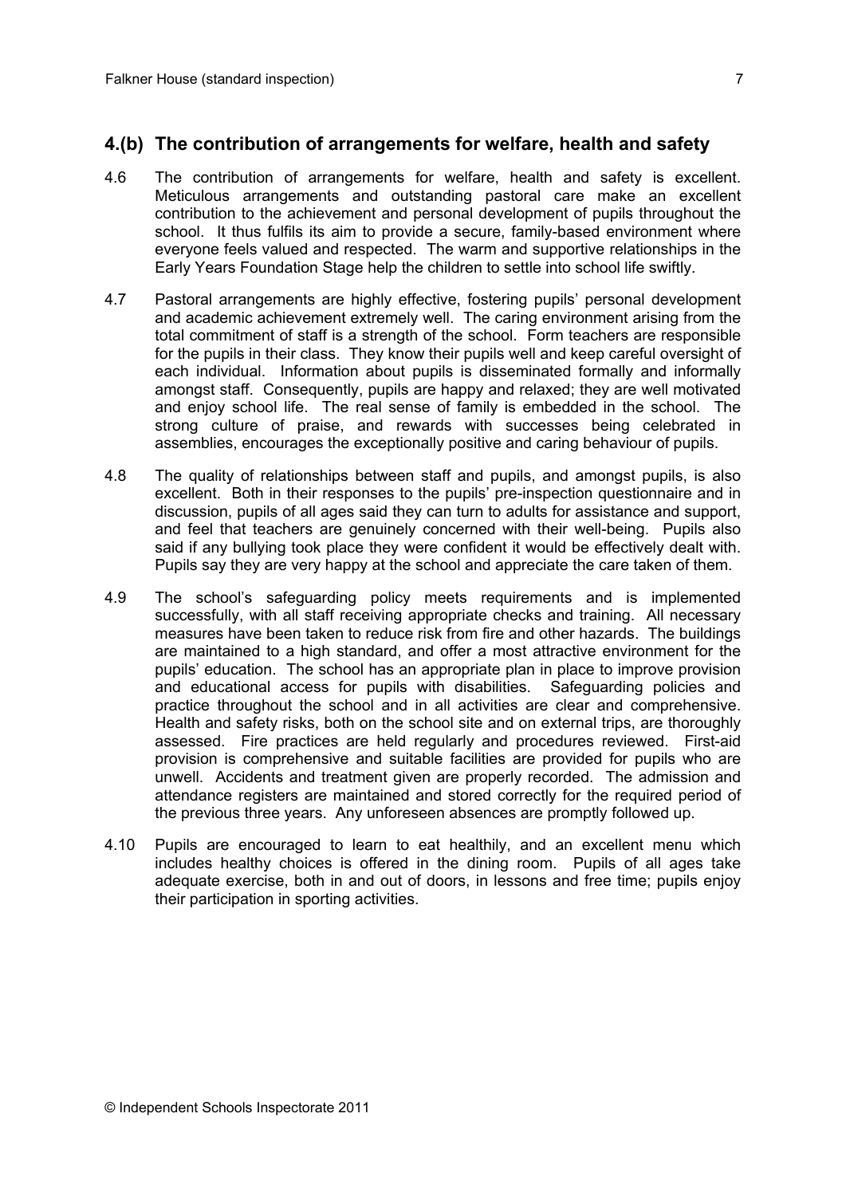## 4.(b) The contribution of arrangements for welfare, health and safety

4.6 The contribution of arrangements for welfare, health and safety is excellent. Meticulous arrangements and outstanding pastoral care make an excellent contribution to the achievement and personal development of pupils throughout the school. It thus fulfils its aim to provide a secure, family-based environment where everyone feels valued and respected. The warm and supportive relationships in the Early Years Foundation Stage help the children to settle into school life swiftly.

4.7 Pastoral arrangements are highly effective, fostering pupils' personal development and academic achievement extremely well. The caring environment arising from the total commitment of staff is a strength of the school. Form teachers are responsible for the pupils in their class. They know their pupils well and keep careful oversight of each individual. Information about pupils is disseminated formally and informally amongst staff. Consequently, pupils are happy and relaxed; they are well motivated and enjoy school life. The real sense of family is embedded in the school. The strong culture of praise, and rewards with successes being celebrated in assemblies, encourages the exceptionally positive and caring behaviour of pupils.

4.8 The quality of relationships between staff and pupils, and amongst pupils, is also excellent. Both in their responses to the pupils' pre-inspection questionnaire and in discussion, pupils of all ages said they can turn to adults for assistance and support, and feel that teachers are genuinely concerned with their well-being. Pupils also said if any bullying took place they were confident it would be effectively dealt with. Pupils say they are very happy at the school and appreciate the care taken of them.

4.9 The school's safeguarding policy meets requirements and is implemented successfully, with all staff receiving appropriate checks and training. All necessary measures have been taken to reduce risk from fire and other hazards. The buildings are maintained to a high standard, and offer a most attractive environment for the pupils' education. The school has an appropriate plan in place to improve provision and educational access for pupils with disabilities. Safeguarding policies and practice throughout the school and in all activities are clear and comprehensive. Health and safety risks, both on the school site and on external trips, are thoroughly assessed. Fire practices are held regularly and procedures reviewed. First-aid provision is comprehensive and suitable facilities are provided for pupils who are unwell. Accidents and treatment given are properly recorded. The admission and attendance registers are maintained and stored correctly for the required period of the previous three years. Any unforeseen absences are promptly followed up.

4.10 Pupils are encouraged to learn to eat healthily, and an excellent menu which includes healthy choices is offered in the dining room. Pupils of all ages take adequate exercise, both in and out of doors, in lessons and free time; pupils enjoy their participation in sporting activities.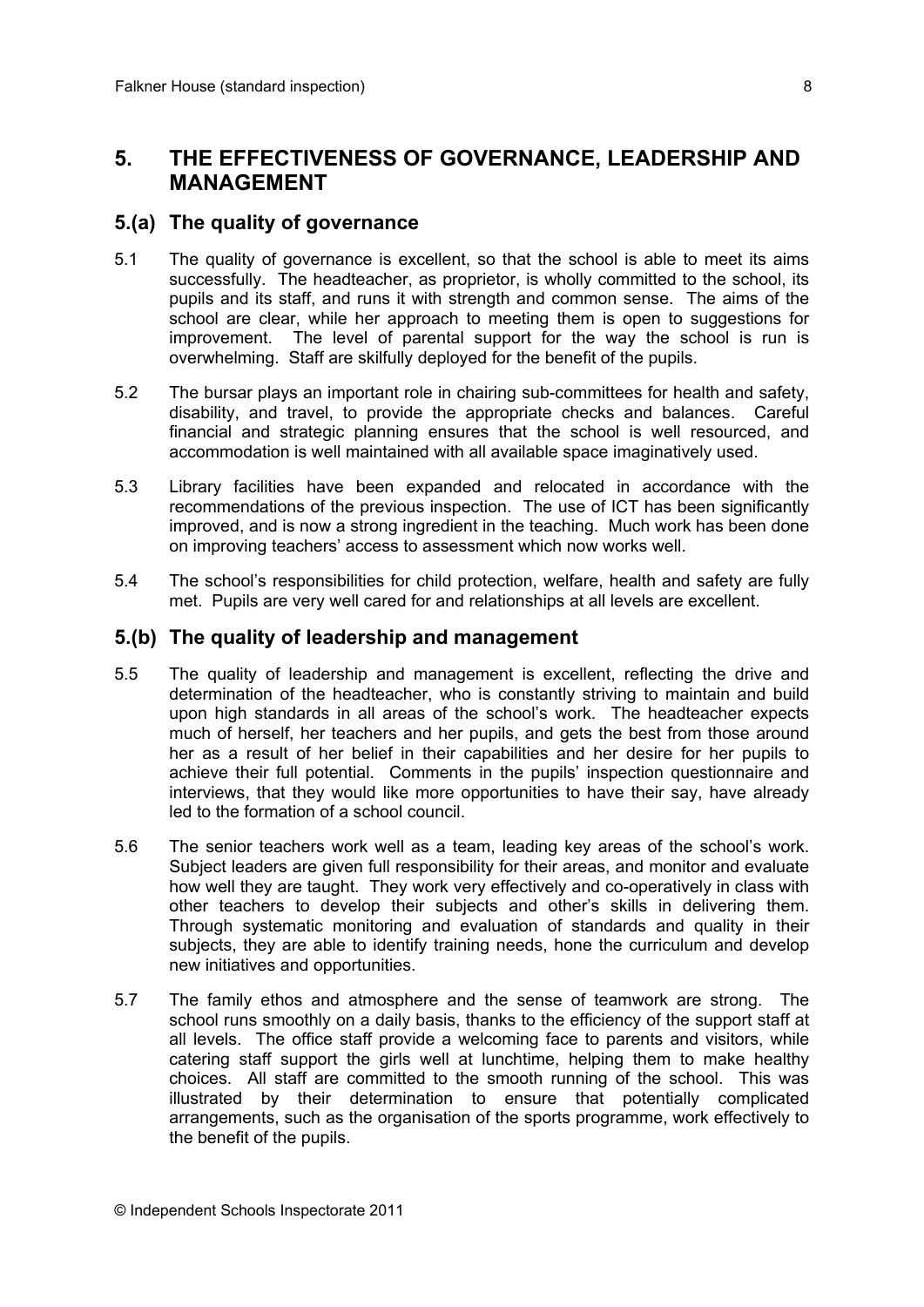## 5. THE EFFECTIVENESS OF GOVERNANCE, LEADERSHIP AND MANAGEMENT

### 5.(a) The quality of governance

5.1 The quality of governance is excellent, so that the school is able to meet its aims successfully. The headteacher, as proprietor, is wholly committed to the school, its pupils and its staff, and runs it with strength and common sense. The aims of the school are clear, while her approach to meeting them is open to suggestions for improvement. The level of parental support for the way the school is run is overwhelming. Staff are skilfully deployed for the benefit of the pupils.

5.2 The bursar plays an important role in chairing sub-committees for health and safety, disability, and travel, to provide the appropriate checks and balances. Careful financial and strategic planning ensures that the school is well resourced, and accommodation is well maintained with all available space imaginatively used.

5.3 Library facilities have been expanded and relocated in accordance with the recommendations of the previous inspection. The use of ICT has been significantly improved, and is now a strong ingredient in the teaching. Much work has been done on improving teachers' access to assessment which now works well.

5.4 The school's responsibilities for child protection, welfare, health and safety are fully met. Pupils are very well cared for and relationships at all levels are excellent.

### 5.(b) The quality of leadership and management

5.5 The quality of leadership and management is excellent, reflecting the drive and determination of the headteacher, who is constantly striving to maintain and build upon high standards in all areas of the school's work. The headteacher expects much of herself, her teachers and her pupils, and gets the best from those around her as a result of her belief in their capabilities and her desire for her pupils to achieve their full potential. Comments in the pupils' inspection questionnaire and interviews, that they would like more opportunities to have their say, have already led to the formation of a school council.

5.6 The senior teachers work well as a team, leading key areas of the school's work. Subject leaders are given full responsibility for their areas, and monitor and evaluate how well they are taught. They work very effectively and co-operatively in class with other teachers to develop their subjects and other's skills in delivering them. Through systematic monitoring and evaluation of standards and quality in their subjects, they are able to identify training needs, hone the curriculum and develop new initiatives and opportunities.

5.7 The family ethos and atmosphere and the sense of teamwork are strong. The school runs smoothly on a daily basis, thanks to the efficiency of the support staff at all levels. The office staff provide a welcoming face to parents and visitors, while catering staff support the girls well at lunchtime, helping them to make healthy choices. All staff are committed to the smooth running of the school. This was illustrated by their determination to ensure that potentially complicated arrangements, such as the organisation of the sports programme, work effectively to the benefit of the pupils.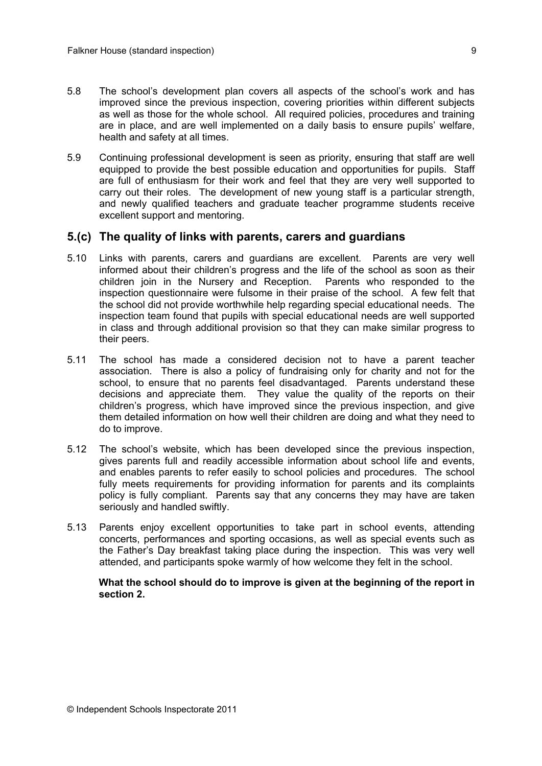5.8 The school's development plan covers all aspects of the school's work and has improved since the previous inspection, covering priorities within different subjects as well as those for the whole school. All required policies, procedures and training are in place, and are well implemented on a daily basis to ensure pupils' welfare, health and safety at all times.

5.9 Continuing professional development is seen as priority, ensuring that staff are well equipped to provide the best possible education and opportunities for pupils. Staff are full of enthusiasm for their work and feel that they are very well supported to carry out their roles. The development of new young staff is a particular strength, and newly qualified teachers and graduate teacher programme students receive excellent support and mentoring.

## 5.(c) The quality of links with parents, carers and guardians

5.10 Links with parents, carers and guardians are excellent. Parents are very well informed about their children's progress and the life of the school as soon as their children join in the Nursery and Reception. Parents who responded to the inspection questionnaire were fulsome in their praise of the school. A few felt that the school did not provide worthwhile help regarding special educational needs. The inspection team found that pupils with special educational needs are well supported in class and through additional provision so that they can make similar progress to their peers.

5.11 The school has made a considered decision not to have a parent teacher association. There is also a policy of fundraising only for charity and not for the school, to ensure that no parents feel disadvantaged. Parents understand these decisions and appreciate them. They value the quality of the reports on their children's progress, which have improved since the previous inspection, and give them detailed information on how well their children are doing and what they need to do to improve.

5.12 The school's website, which has been developed since the previous inspection, gives parents full and readily accessible information about school life and events, and enables parents to refer easily to school policies and procedures. The school fully meets requirements for providing information for parents and its complaints policy is fully compliant. Parents say that any concerns they may have are taken seriously and handled swiftly.

5.13 Parents enjoy excellent opportunities to take part in school events, attending concerts, performances and sporting occasions, as well as special events such as the Father's Day breakfast taking place during the inspection. This was very well attended, and participants spoke warmly of how welcome they felt in the school.

**What the school should do to improve is given at the beginning of the report in section 2.**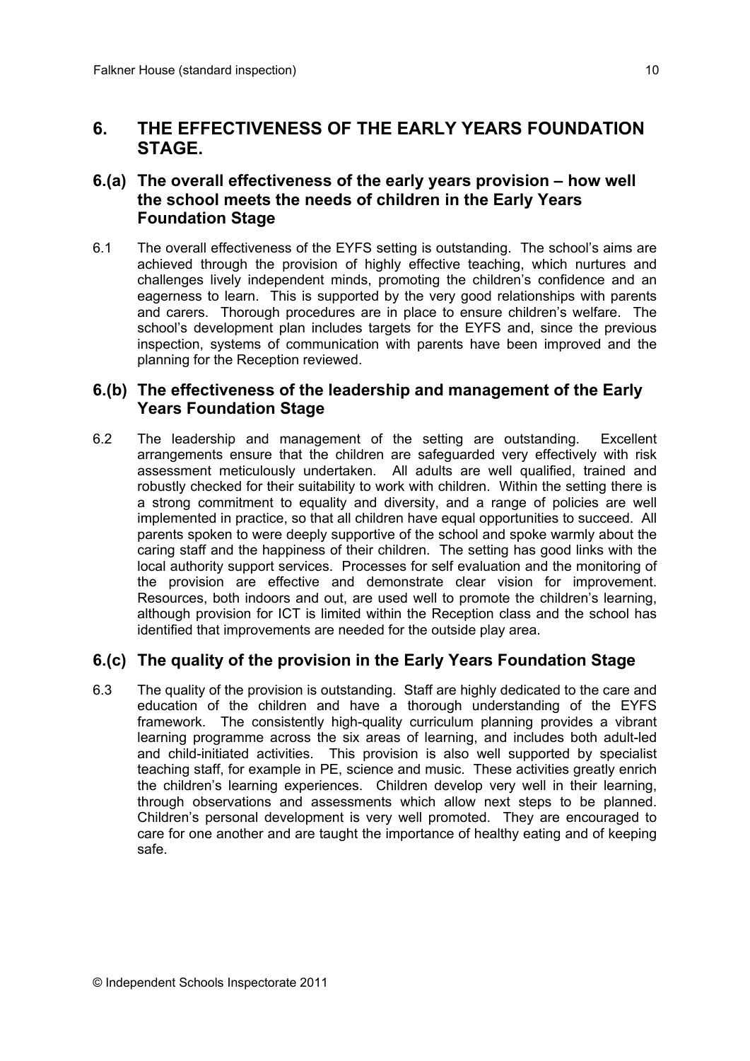## 6. THE EFFECTIVENESS OF THE EARLY YEARS FOUNDATION STAGE.

### 6.(a) The overall effectiveness of the early years provision – how well the school meets the needs of children in the Early Years Foundation Stage

6.1 The overall effectiveness of the EYFS setting is outstanding. The school's aims are achieved through the provision of highly effective teaching, which nurtures and challenges lively independent minds, promoting the children's confidence and an eagerness to learn. This is supported by the very good relationships with parents and carers. Thorough procedures are in place to ensure children's welfare. The school's development plan includes targets for the EYFS and, since the previous inspection, systems of communication with parents have been improved and the planning for the Reception reviewed.

### 6.(b) The effectiveness of the leadership and management of the Early Years Foundation Stage

6.2 The leadership and management of the setting are outstanding. Excellent arrangements ensure that the children are safeguarded very effectively with risk assessment meticulously undertaken. All adults are well qualified, trained and robustly checked for their suitability to work with children. Within the setting there is a strong commitment to equality and diversity, and a range of policies are well implemented in practice, so that all children have equal opportunities to succeed. All parents spoken to were deeply supportive of the school and spoke warmly about the caring staff and the happiness of their children. The setting has good links with the local authority support services. Processes for self evaluation and the monitoring of the provision are effective and demonstrate clear vision for improvement. Resources, both indoors and out, are used well to promote the children's learning, although provision for ICT is limited within the Reception class and the school has identified that improvements are needed for the outside play area.

### 6.(c) The quality of the provision in the Early Years Foundation Stage

6.3 The quality of the provision is outstanding. Staff are highly dedicated to the care and education of the children and have a thorough understanding of the EYFS framework. The consistently high-quality curriculum planning provides a vibrant learning programme across the six areas of learning, and includes both adult-led and child-initiated activities. This provision is also well supported by specialist teaching staff, for example in PE, science and music. These activities greatly enrich the children's learning experiences. Children develop very well in their learning, through observations and assessments which allow next steps to be planned. Children's personal development is very well promoted. They are encouraged to care for one another and are taught the importance of healthy eating and of keeping safe.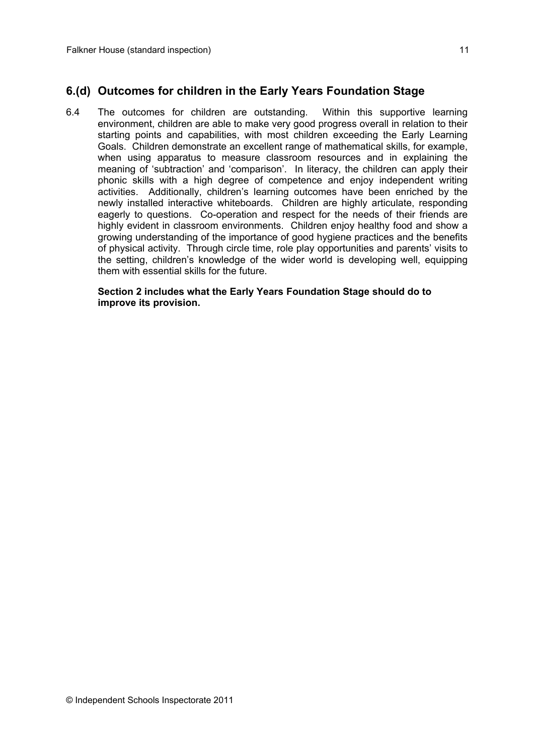## 6.(d) Outcomes for children in the Early Years Foundation Stage

6.4 The outcomes for children are outstanding. Within this supportive learning environment, children are able to make very good progress overall in relation to their starting points and capabilities, with most children exceeding the Early Learning Goals. Children demonstrate an excellent range of mathematical skills, for example, when using apparatus to measure classroom resources and in explaining the meaning of 'subtraction' and 'comparison'. In literacy, the children can apply their phonic skills with a high degree of competence and enjoy independent writing activities. Additionally, children's learning outcomes have been enriched by the newly installed interactive whiteboards. Children are highly articulate, responding eagerly to questions. Co-operation and respect for the needs of their friends are highly evident in classroom environments. Children enjoy healthy food and show a growing understanding of the importance of good hygiene practices and the benefits of physical activity. Through circle time, role play opportunities and parents' visits to the setting, children's knowledge of the wider world is developing well, equipping them with essential skills for the future.

**Section 2 includes what the Early Years Foundation Stage should do to improve its provision.**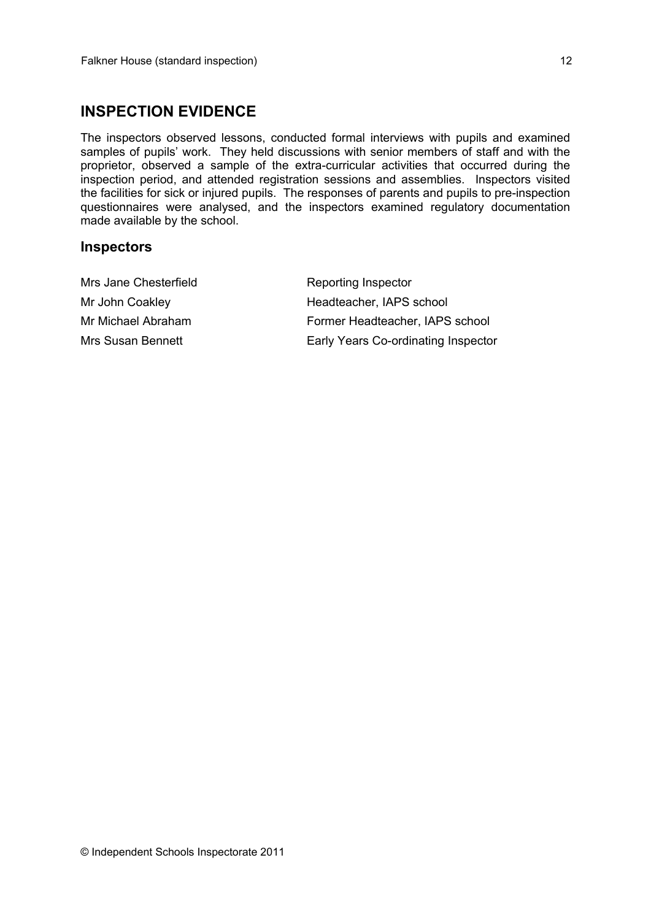## INSPECTION EVIDENCE

The inspectors observed lessons, conducted formal interviews with pupils and examined samples of pupils' work. They held discussions with senior members of staff and with the proprietor, observed a sample of the extra-curricular activities that occurred during the inspection period, and attended registration sessions and assemblies. Inspectors visited the facilities for sick or injured pupils. The responses of parents and pupils to pre-inspection questionnaires were analysed, and the inspectors examined regulatory documentation made available by the school.

### Inspectors

| | |
|---|---|
| Mrs Jane Chesterfield | Reporting Inspector |
| Mr John Coakley | Headteacher, IAPS school |
| Mr Michael Abraham | Former Headteacher, IAPS school |
| Mrs Susan Bennett | Early Years Co-ordinating Inspector |

© Independent Schools Inspectorate 2011